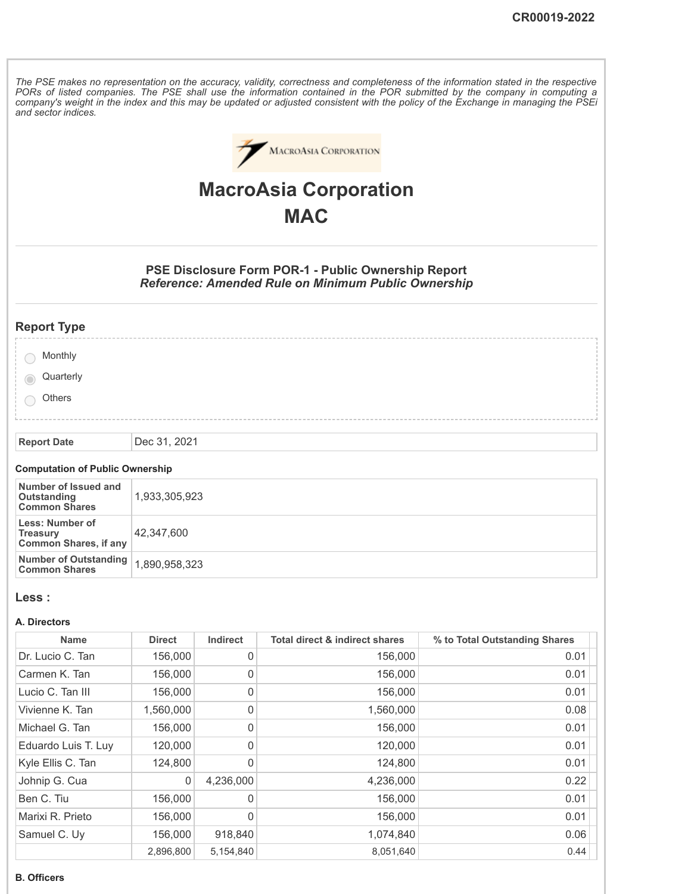CR00019-2022

*The PSE makes no representation on the accuracy, validity, correctness and completeness of the information stated in the respective PORs of listed companies. The PSE shall use the information contained in the POR submitted by the company in computing a company's weight in the index and this may be updated or adjusted consistent with the policy of the Exchange in managing the PSEi and sector indices.*

# MacroAsia Corporation
# MAC

### PSE Disclosure Form POR-1 - Public Ownership Report
***Reference: Amended Rule on Minimum Public Ownership***

## Report Type

- Monthly
- Quarterly (selected)
- Others

| **Report Date** | Dec 31, 2021 |
|---|---|

**Computation of Public Ownership**

| | |
|---|---|
| **Number of Issued and Outstanding Common Shares** | 1,933,305,923 |
| **Less: Number of Treasury Common Shares, if any** | 42,347,600 |
| **Number of Outstanding Common Shares** | 1,890,958,323 |

## Less :

**A. Directors**

| Name | Direct | Indirect | Total direct & indirect shares | % to Total Outstanding Shares |
|---|---|---|---|---|
| Dr. Lucio C. Tan | 156,000 | 0 | 156,000 | 0.01 |
| Carmen K. Tan | 156,000 | 0 | 156,000 | 0.01 |
| Lucio C. Tan III | 156,000 | 0 | 156,000 | 0.01 |
| Vivienne K. Tan | 1,560,000 | 0 | 1,560,000 | 0.08 |
| Michael G. Tan | 156,000 | 0 | 156,000 | 0.01 |
| Eduardo Luis T. Luy | 120,000 | 0 | 120,000 | 0.01 |
| Kyle Ellis C. Tan | 124,800 | 0 | 124,800 | 0.01 |
| Johnip G. Cua | 0 | 4,236,000 | 4,236,000 | 0.22 |
| Ben C. Tiu | 156,000 | 0 | 156,000 | 0.01 |
| Marixi R. Prieto | 156,000 | 0 | 156,000 | 0.01 |
| Samuel C. Uy | 156,000 | 918,840 | 1,074,840 | 0.06 |
| | 2,896,800 | 5,154,840 | 8,051,640 | 0.44 |

**B. Officers**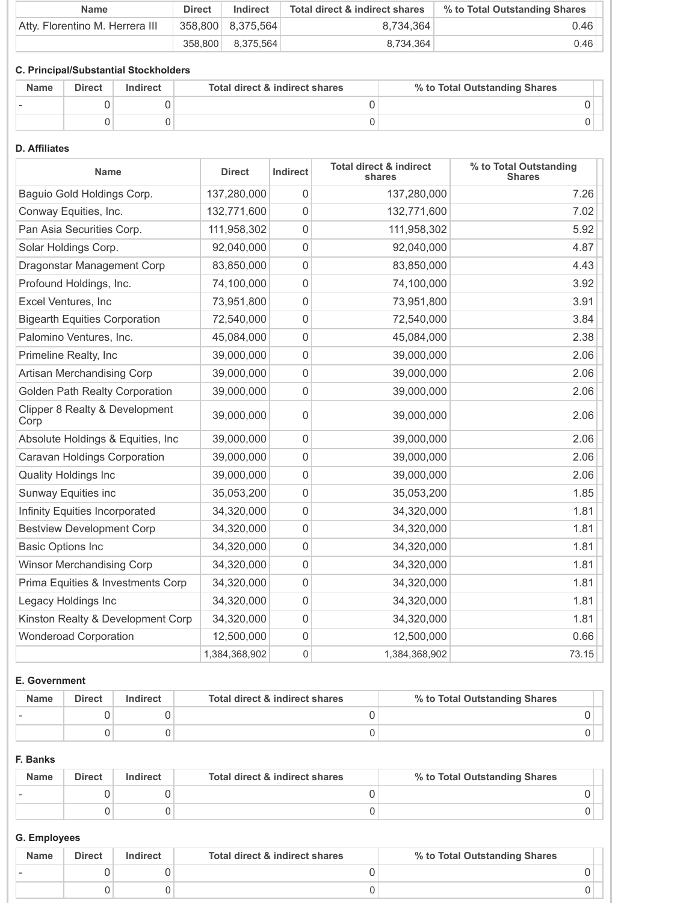| Name | Direct | Indirect | Total direct & indirect shares | % to Total Outstanding Shares |
|---|---|---|---|---|
| Atty. Florentino M. Herrera III | 358,800 | 8,375,564 | 8,734,364 | 0.46 |
| | 358,800 | 8,375,564 | 8,734,364 | 0.46 |

**C. Principal/Substantial Stockholders**

| Name | Direct | Indirect | Total direct & indirect shares | % to Total Outstanding Shares |
|---|---|---|---|---|
| - | 0 | 0 | 0 | 0 |
| | 0 | 0 | 0 | 0 |

**D. Affiliates**

| Name | Direct | Indirect | Total direct & indirect shares | % to Total Outstanding Shares |
|---|---|---|---|---|
| Baguio Gold Holdings Corp. | 137,280,000 | 0 | 137,280,000 | 7.26 |
| Conway Equities, Inc. | 132,771,600 | 0 | 132,771,600 | 7.02 |
| Pan Asia Securities Corp. | 111,958,302 | 0 | 111,958,302 | 5.92 |
| Solar Holdings Corp. | 92,040,000 | 0 | 92,040,000 | 4.87 |
| Dragonstar Management Corp | 83,850,000 | 0 | 83,850,000 | 4.43 |
| Profound Holdings, Inc. | 74,100,000 | 0 | 74,100,000 | 3.92 |
| Excel Ventures, Inc | 73,951,800 | 0 | 73,951,800 | 3.91 |
| Bigearth Equities Corporation | 72,540,000 | 0 | 72,540,000 | 3.84 |
| Palomino Ventures, Inc. | 45,084,000 | 0 | 45,084,000 | 2.38 |
| Primeline Realty, Inc | 39,000,000 | 0 | 39,000,000 | 2.06 |
| Artisan Merchandising Corp | 39,000,000 | 0 | 39,000,000 | 2.06 |
| Golden Path Realty Corporation | 39,000,000 | 0 | 39,000,000 | 2.06 |
| Clipper 8 Realty & Development Corp | 39,000,000 | 0 | 39,000,000 | 2.06 |
| Absolute Holdings & Equities, Inc | 39,000,000 | 0 | 39,000,000 | 2.06 |
| Caravan Holdings Corporation | 39,000,000 | 0 | 39,000,000 | 2.06 |
| Quality Holdings Inc | 39,000,000 | 0 | 39,000,000 | 2.06 |
| Sunway Equities inc | 35,053,200 | 0 | 35,053,200 | 1.85 |
| Infinity Equities Incorporated | 34,320,000 | 0 | 34,320,000 | 1.81 |
| Bestview Development Corp | 34,320,000 | 0 | 34,320,000 | 1.81 |
| Basic Options Inc | 34,320,000 | 0 | 34,320,000 | 1.81 |
| Winsor Merchandising Corp | 34,320,000 | 0 | 34,320,000 | 1.81 |
| Prima Equities & Investments Corp | 34,320,000 | 0 | 34,320,000 | 1.81 |
| Legacy Holdings Inc | 34,320,000 | 0 | 34,320,000 | 1.81 |
| Kinston Realty & Development Corp | 34,320,000 | 0 | 34,320,000 | 1.81 |
| Wonderoad Corporation | 12,500,000 | 0 | 12,500,000 | 0.66 |
| | 1,384,368,902 | 0 | 1,384,368,902 | 73.15 |

**E. Government**

| Name | Direct | Indirect | Total direct & indirect shares | % to Total Outstanding Shares |
|---|---|---|---|---|
| - | 0 | 0 | 0 | 0 |
| | 0 | 0 | 0 | 0 |

**F. Banks**

| Name | Direct | Indirect | Total direct & indirect shares | % to Total Outstanding Shares |
|---|---|---|---|---|
| - | 0 | 0 | 0 | 0 |
| | 0 | 0 | 0 | 0 |

**G. Employees**

| Name | Direct | Indirect | Total direct & indirect shares | % to Total Outstanding Shares |
|---|---|---|---|---|
| - | 0 | 0 | 0 | 0 |
| | 0 | 0 | 0 | 0 |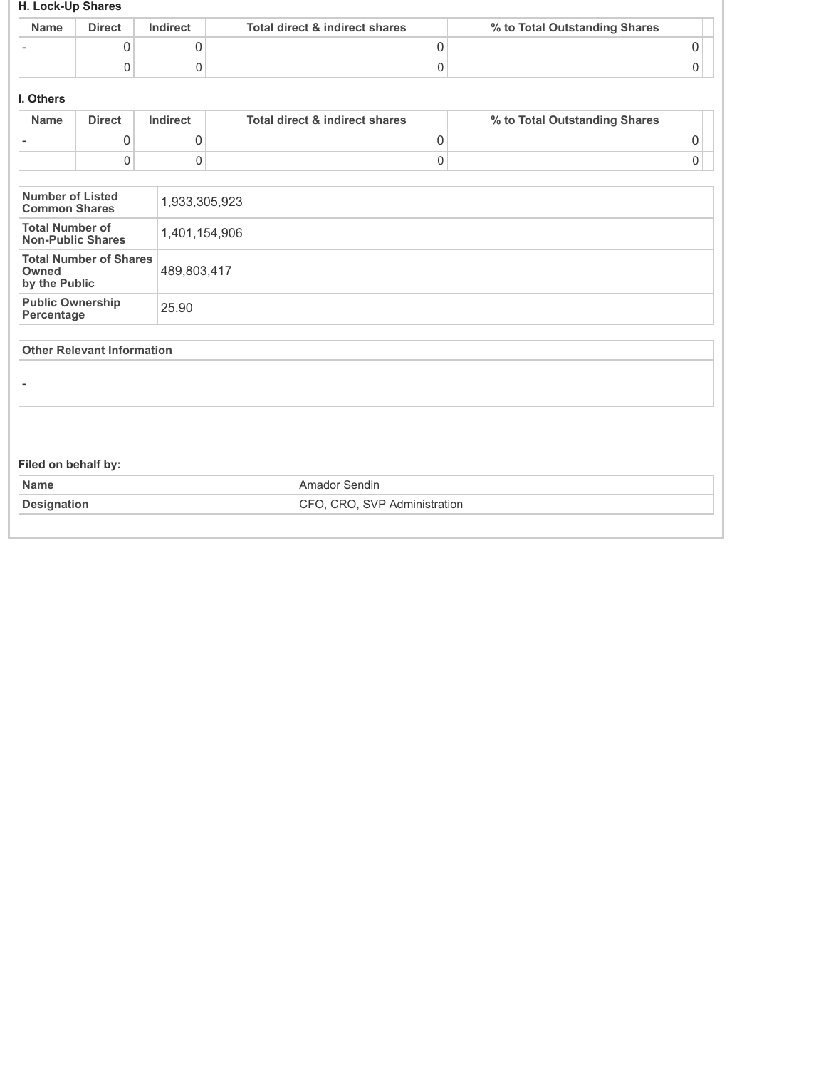**H. Lock-Up Shares**

| Name | Direct | Indirect | Total direct & indirect shares | % to Total Outstanding Shares |
| --- | --- | --- | --- | --- |
| - | 0 | 0 | 0 | 0 |
| | 0 | 0 | 0 | 0 |

**I. Others**

| Name | Direct | Indirect | Total direct & indirect shares | % to Total Outstanding Shares |
| --- | --- | --- | --- | --- |
| - | 0 | 0 | 0 | 0 |
| | 0 | 0 | 0 | 0 |

| | |
| --- | --- |
| **Number of Listed Common Shares** | 1,933,305,923 |
| **Total Number of Non-Public Shares** | 1,401,154,906 |
| **Total Number of Shares Owned by the Public** | 489,803,417 |
| **Public Ownership Percentage** | 25.90 |

| **Other Relevant Information** |
| --- |
| - |

**Filed on behalf by:**

| | |
| --- | --- |
| **Name** | Amador Sendin |
| **Designation** | CFO, CRO, SVP Administration |